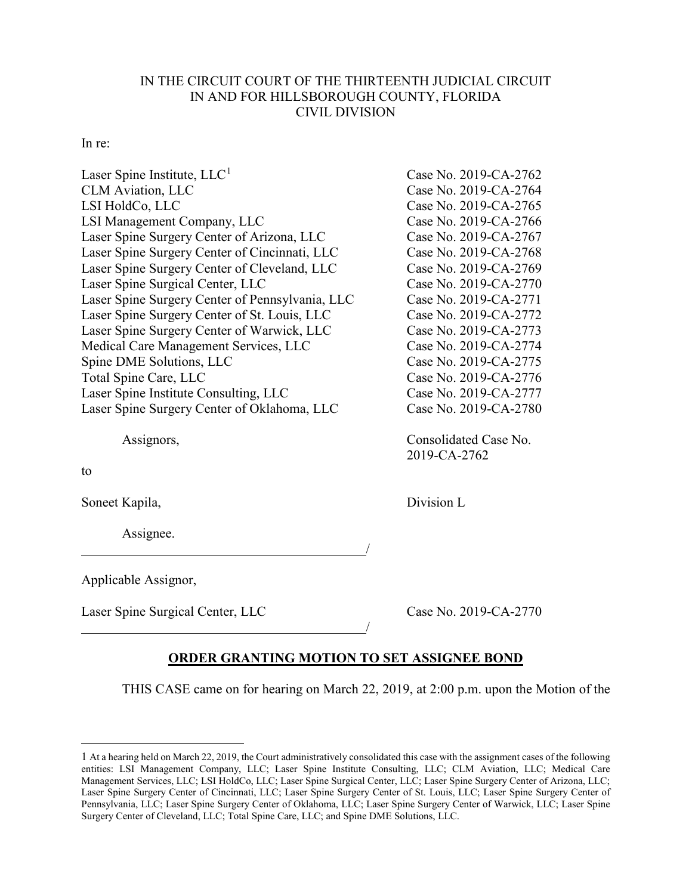IN THE CIRCUIT COURT OF THE THIRTEENTH JUDICIAL CIRCUIT
IN AND FOR HILLSBOROUGH COUNTY, FLORIDA
CIVIL DIVISION

In re:

| | |
|---|---|
| Laser Spine Institute, LLC[1] | Case No. 2019-CA-2762 |
| CLM Aviation, LLC | Case No. 2019-CA-2764 |
| LSI HoldCo, LLC | Case No. 2019-CA-2765 |
| LSI Management Company, LLC | Case No. 2019-CA-2766 |
| Laser Spine Surgery Center of Arizona, LLC | Case No. 2019-CA-2767 |
| Laser Spine Surgery Center of Cincinnati, LLC | Case No. 2019-CA-2768 |
| Laser Spine Surgery Center of Cleveland, LLC | Case No. 2019-CA-2769 |
| Laser Spine Surgical Center, LLC | Case No. 2019-CA-2770 |
| Laser Spine Surgery Center of Pennsylvania, LLC | Case No. 2019-CA-2771 |
| Laser Spine Surgery Center of St. Louis, LLC | Case No. 2019-CA-2772 |
| Laser Spine Surgery Center of Warwick, LLC | Case No. 2019-CA-2773 |
| Medical Care Management Services, LLC | Case No. 2019-CA-2774 |
| Spine DME Solutions, LLC | Case No. 2019-CA-2775 |
| Total Spine Care, LLC | Case No. 2019-CA-2776 |
| Laser Spine Institute Consulting, LLC | Case No. 2019-CA-2777 |
| Laser Spine Surgery Center of Oklahoma, LLC | Case No. 2019-CA-2780 |

Assignors,

Consolidated Case No. 2019-CA-2762

to

Soneet Kapila,

Division L

Assignee.

_____________________________________________/

Applicable Assignor,

Laser Spine Surgical Center, LLC

Case No. 2019-CA-2770

_____________________________________________/

**ORDER GRANTING MOTION TO SET ASSIGNEE BOND**

THIS CASE came on for hearing on March 22, 2019, at 2:00 p.m. upon the Motion of the

---

1 At a hearing held on March 22, 2019, the Court administratively consolidated this case with the assignment cases of the following entities: LSI Management Company, LLC; Laser Spine Institute Consulting, LLC; CLM Aviation, LLC; Medical Care Management Services, LLC; LSI HoldCo, LLC; Laser Spine Surgical Center, LLC; Laser Spine Surgery Center of Arizona, LLC; Laser Spine Surgery Center of Cincinnati, LLC; Laser Spine Surgery Center of St. Louis, LLC; Laser Spine Surgery Center of Pennsylvania, LLC; Laser Spine Surgery Center of Oklahoma, LLC; Laser Spine Surgery Center of Warwick, LLC; Laser Spine Surgery Center of Cleveland, LLC; Total Spine Care, LLC; and Spine DME Solutions, LLC.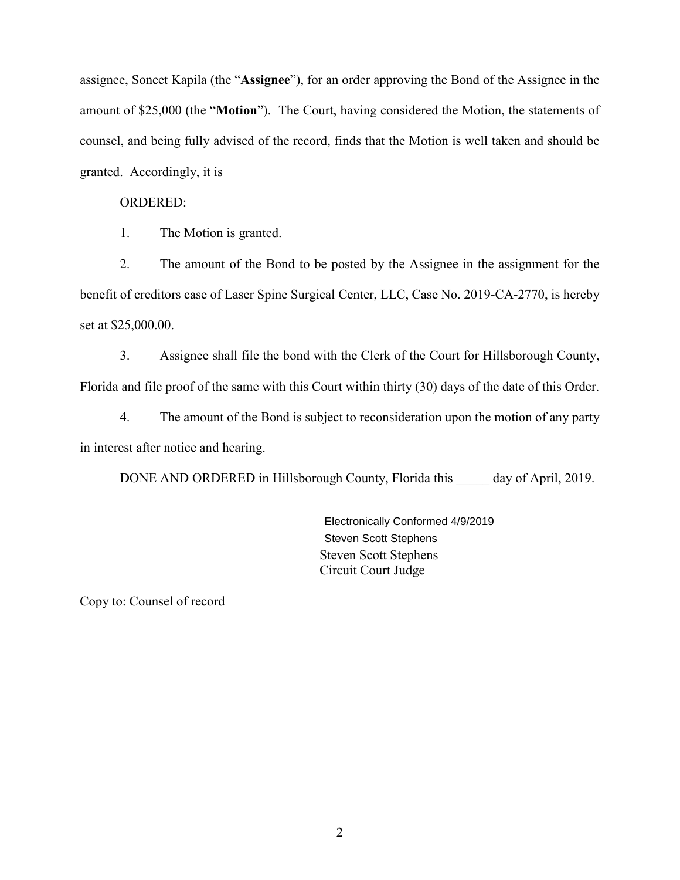assignee, Soneet Kapila (the "**Assignee**"), for an order approving the Bond of the Assignee in the amount of $25,000 (the "**Motion**"). The Court, having considered the Motion, the statements of counsel, and being fully advised of the record, finds that the Motion is well taken and should be granted. Accordingly, it is

ORDERED:

1. The Motion is granted.

2. The amount of the Bond to be posted by the Assignee in the assignment for the benefit of creditors case of Laser Spine Surgical Center, LLC, Case No. 2019-CA-2770, is hereby set at $25,000.00.

3. Assignee shall file the bond with the Clerk of the Court for Hillsborough County, Florida and file proof of the same with this Court within thirty (30) days of the date of this Order.

4. The amount of the Bond is subject to reconsideration upon the motion of any party in interest after notice and hearing.

DONE AND ORDERED in Hillsborough County, Florida this _____ day of April, 2019.

Electronically Conformed 4/9/2019
Steven Scott Stephens

Steven Scott Stephens
Circuit Court Judge

Copy to: Counsel of record